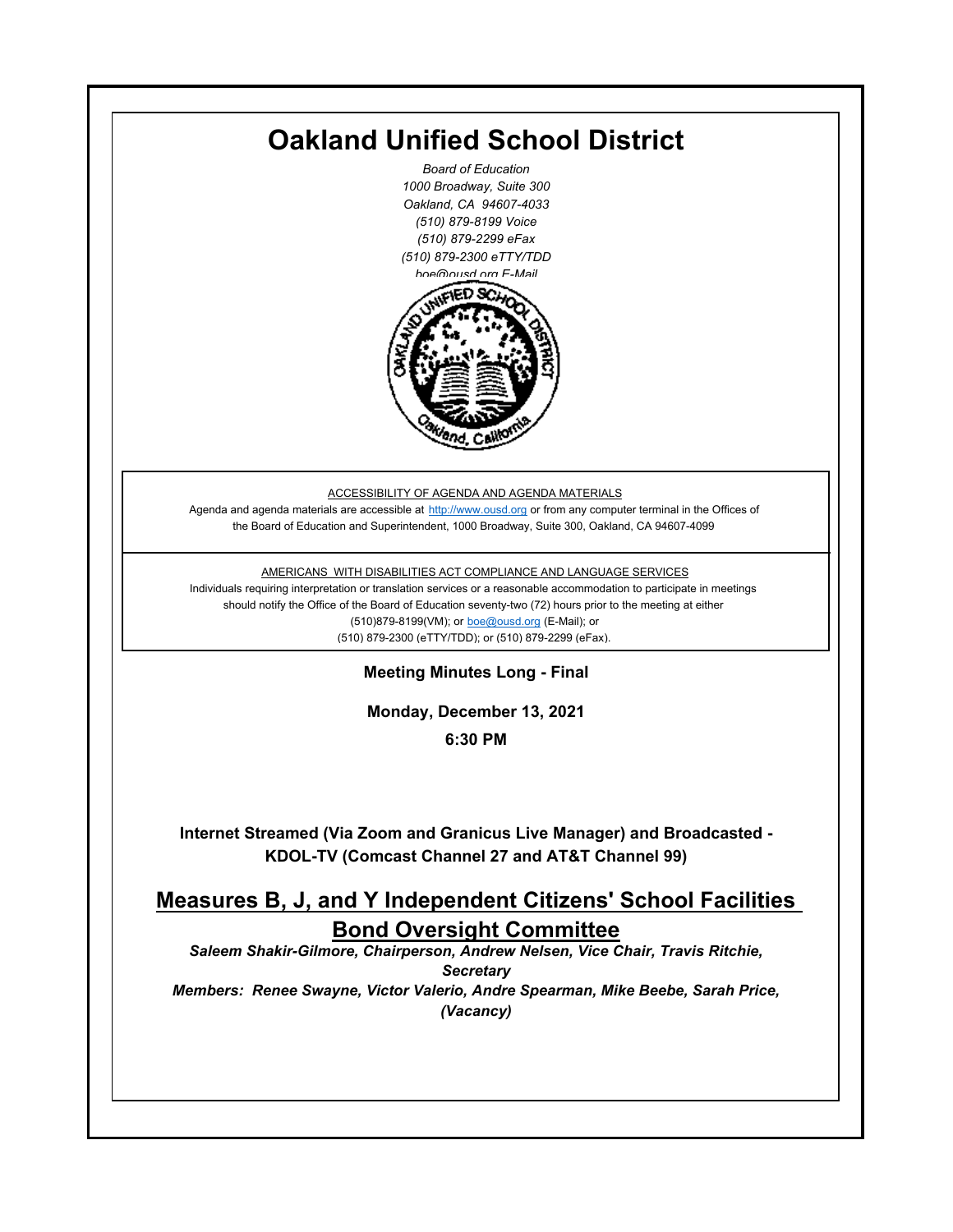# Oakland Unified School District

*Board of Education*
*1000 Broadway, Suite 300*
*Oakland, CA 94607-4033*
*(510) 879-8199 Voice*
*(510) 879-2299 eFax*
*(510) 879-2300 eTTY/TDD*
*boe@ousd.org E-Mail*

ACCESSIBILITY OF AGENDA AND AGENDA MATERIALS

Agenda and agenda materials are accessible at http://www.ousd.org or from any computer terminal in the Offices of the Board of Education and Superintendent, 1000 Broadway, Suite 300, Oakland, CA 94607-4099

AMERICANS WITH DISABILITIES ACT COMPLIANCE AND LANGUAGE SERVICES

Individuals requiring interpretation or translation services or a reasonable accommodation to participate in meetings should notify the Office of the Board of Education seventy-two (72) hours prior to the meeting at either (510)879-8199(VM); or boe@ousd.org (E-Mail); or (510) 879-2300 (eTTY/TDD); or (510) 879-2299 (eFax).

**Meeting Minutes Long - Final**

**Monday, December 13, 2021**

**6:30 PM**

**Internet Streamed (Via Zoom and Granicus Live Manager) and Broadcasted - KDOL-TV (Comcast Channel 27 and AT&T Channel 99)**

## Measures B, J, and Y Independent Citizens' School Facilities Bond Oversight Committee

***Saleem Shakir-Gilmore, Chairperson, Andrew Nelsen, Vice Chair, Travis Ritchie, Secretary***

***Members: Renee Swayne, Victor Valerio, Andre Spearman, Mike Beebe, Sarah Price, (Vacancy)***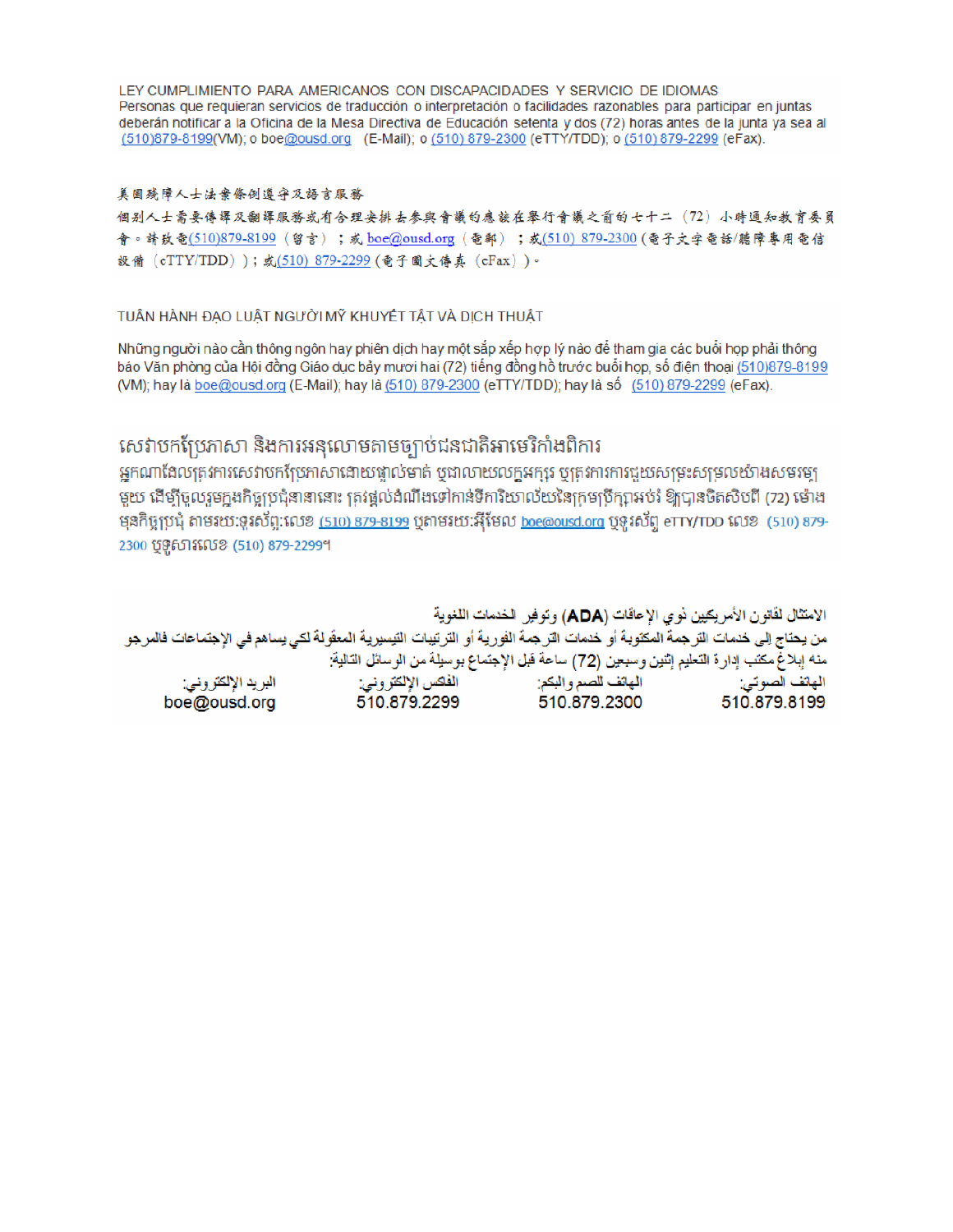LEY CUMPLIMIENTO PARA AMERICANOS CON DISCAPACIDADES Y SERVICIO DE IDIOMAS
Personas que requieran servicios de traducción o interpretación o facilidades razonables para participar en juntas deberán notificar a la Oficina de la Mesa Directiva de Educación setenta y dos (72) horas antes de la junta ya sea al (510)879-8199(VM); o boe@ousd.org (E-Mail); o (510) 879-2300 (eTTY/TDD); o (510) 879-2299 (eFax).

美國殘障人士法案條例遵守及語言服務
個別人士需要傳譯及翻譯服務或有合理安排去參與會議的應該在舉行會議之前的七十二（72）小時通知教育委員會。請致電(510)879-8199（留言）；或 boe@ousd.org（電郵）；或(510) 879-2300 (電子文字電話/聽障專用電信設備（eTTY/TDD））；或(510) 879-2299 (電子圖文傳真（eFax））。

TUÂN HÀNH ĐẠO LUẬT NGƯỜI MỸ KHUYẾT TẬT VÀ DỊCH THUẬT

Những người nào cần thông ngôn hay phiên dịch hay một sắp xếp hợp lý nào để tham gia các buổi họp phải thông báo Văn phòng của Hội đồng Giáo dục bảy mươi hai (72) tiếng đồng hồ trước buổi họp, số điện thoại (510)879-8199 (VM); hay là boe@ousd.org (E-Mail); hay là (510) 879-2300 (eTTY/TDD); hay là số (510) 879-2299 (eFax).

សេវាបកប្រែភាសា និងការអនុលោមតាមច្បាប់ជនជាតិអាមេរិកាំងពិការ
អ្នកណាដែលត្រូវការសេវាបកប្រែភាសាដោយផ្ទាល់មាត់ ឬជាលាយលក្ខអក្សរ ឬត្រូវការការជួយសម្រួលយ៉ាងសមរម្យមួយ ដើម្បីចូលរួមក្នុងកិច្ចប្រជុំនានានោះ ត្រូវផ្ដល់ដំណឹងទៅកាន់ទីការិយាល័យនៃក្រុមប្រឹក្សាអប់រំ ឱ្យបានចិតសិបពីរ (72) ម៉ោង មុនកិច្ចប្រជុំ តាមរយៈទូរស័ព្ទ:លេខ (510) 879-8199 ឬតាមរយៈអ៊ីមែល boe@ousd.org ឬទូរស័ព្ទ eTTY/TDD លេខ (510) 879-2300 ឬទូរសារលេខ (510) 879-2299។

الامتثال لقانون الأمريكيين ذوي الإعاقات (ADA) وتوفير الخدمات اللغوية
من يحتاج إلى خدمات الترجمة المكتوبة أو خدمات الترجمة الفورية أو الترتيبات التيسيرية المعقولة لكي يساهم في الإجتماعات فالمرجو منه إبلاغ مكتب إدارة التعليم إثنين وسبعين (72) ساعة قبل الإجتماع بوسيلة من الوسائل التالية:

| الهاتف الصوتي: | الهاتف للصم والبكم: | الفاكس الإلكتروني: | البريد الإلكتروني: |
|---|---|---|---|
| 510.879.8199 | 510.879.2300 | 510.879.2299 | boe@ousd.org |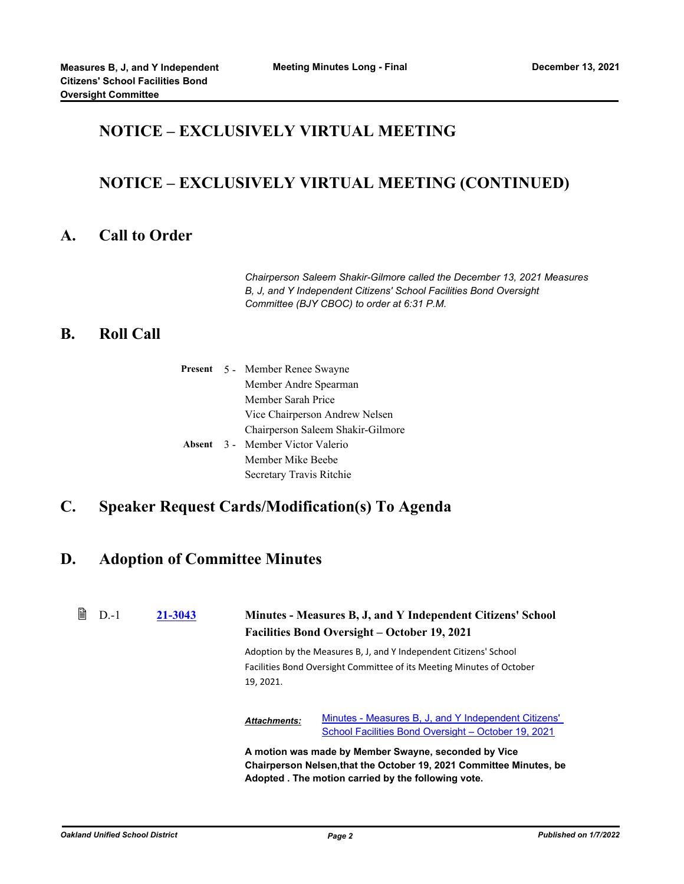## NOTICE – EXCLUSIVELY VIRTUAL MEETING

## NOTICE – EXCLUSIVELY VIRTUAL MEETING (CONTINUED)

## A. Call to Order

*Chairperson Saleem Shakir-Gilmore called the December 13, 2021 Measures B, J, and Y Independent Citizens' School Facilities Bond Oversight Committee (BJY CBOC) to order at 6:31 P.M.*

## B. Roll Call

**Present** 5 - Member Renee Swayne
Member Andre Spearman
Member Sarah Price
Vice Chairperson Andrew Nelsen
Chairperson Saleem Shakir-Gilmore

**Absent** 3 - Member Victor Valerio
Member Mike Beebe
Secretary Travis Ritchie

## C. Speaker Request Cards/Modification(s) To Agenda

## D. Adoption of Committee Minutes

D.-1 **21-3043** **Minutes - Measures B, J, and Y Independent Citizens' School Facilities Bond Oversight – October 19, 2021**

Adoption by the Measures B, J, and Y Independent Citizens' School Facilities Bond Oversight Committee of its Meeting Minutes of October 19, 2021.

***Attachments:*** Minutes - Measures B, J, and Y Independent Citizens' School Facilities Bond Oversight – October 19, 2021

**A motion was made by Member Swayne, seconded by Vice Chairperson Nelsen,that the October 19, 2021 Committee Minutes, be Adopted . The motion carried by the following vote.**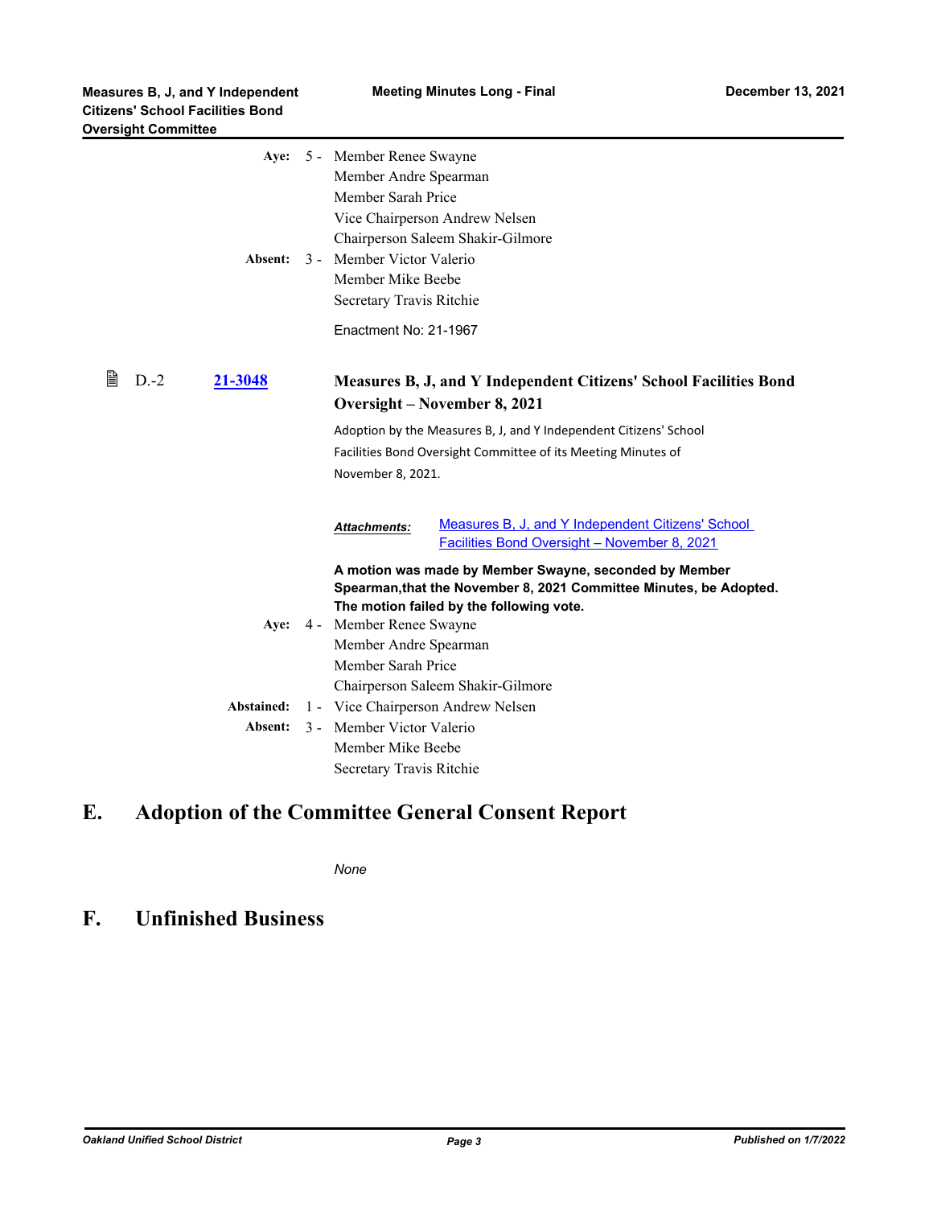Aye: 5 - Member Renee Swayne
Member Andre Spearman
Member Sarah Price
Vice Chairperson Andrew Nelsen
Chairperson Saleem Shakir-Gilmore

Absent: 3 - Member Victor Valerio
Member Mike Beebe
Secretary Travis Ritchie

Enactment No: 21-1967

D.-2 **21-3048** **Measures B, J, and Y Independent Citizens' School Facilities Bond Oversight – November 8, 2021**

Adoption by the Measures B, J, and Y Independent Citizens' School Facilities Bond Oversight Committee of its Meeting Minutes of November 8, 2021.

***Attachments:*** Measures B, J, and Y Independent Citizens' School Facilities Bond Oversight – November 8, 2021

**A motion was made by Member Swayne, seconded by Member Spearman,that the November 8, 2021 Committee Minutes, be Adopted. The motion failed by the following vote.**

Aye: 4 - Member Renee Swayne
Member Andre Spearman
Member Sarah Price
Chairperson Saleem Shakir-Gilmore

Abstained: 1 - Vice Chairperson Andrew Nelsen

Absent: 3 - Member Victor Valerio
Member Mike Beebe
Secretary Travis Ritchie

# E. Adoption of the Committee General Consent Report

*None*

# F. Unfinished Business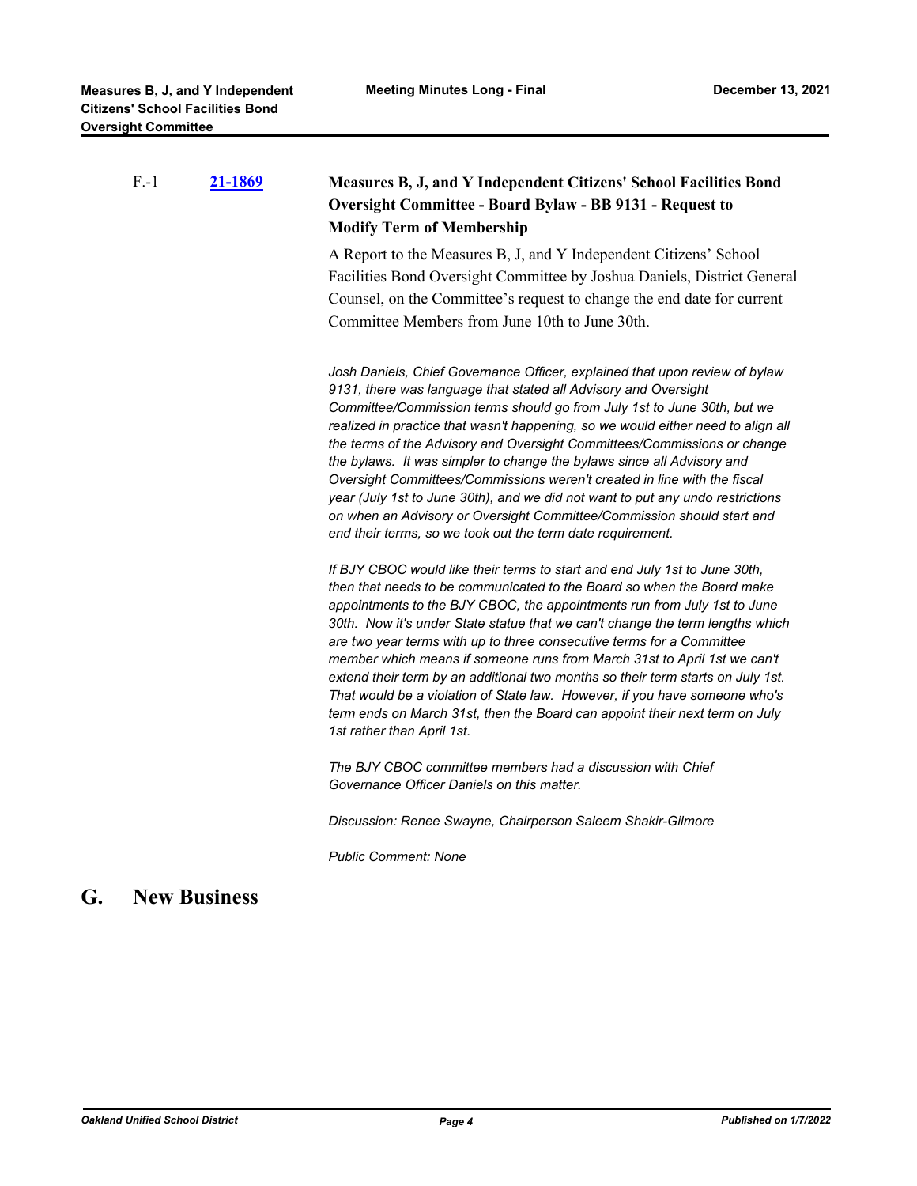F.-1 **21-1869** **Measures B, J, and Y Independent Citizens' School Facilities Bond Oversight Committee - Board Bylaw - BB 9131 - Request to Modify Term of Membership**

A Report to the Measures B, J, and Y Independent Citizens' School Facilities Bond Oversight Committee by Joshua Daniels, District General Counsel, on the Committee's request to change the end date for current Committee Members from June 10th to June 30th.

*Josh Daniels, Chief Governance Officer, explained that upon review of bylaw 9131, there was language that stated all Advisory and Oversight Committee/Commission terms should go from July 1st to June 30th, but we realized in practice that wasn't happening, so we would either need to align all the terms of the Advisory and Oversight Committees/Commissions or change the bylaws. It was simpler to change the bylaws since all Advisory and Oversight Committees/Commissions weren't created in line with the fiscal year (July 1st to June 30th), and we did not want to put any undo restrictions on when an Advisory or Oversight Committee/Commission should start and end their terms, so we took out the term date requirement.*

*If BJY CBOC would like their terms to start and end July 1st to June 30th, then that needs to be communicated to the Board so when the Board make appointments to the BJY CBOC, the appointments run from July 1st to June 30th. Now it's under State statue that we can't change the term lengths which are two year terms with up to three consecutive terms for a Committee member which means if someone runs from March 31st to April 1st we can't extend their term by an additional two months so their term starts on July 1st. That would be a violation of State law. However, if you have someone who's term ends on March 31st, then the Board can appoint their next term on July 1st rather than April 1st.*

*The BJY CBOC committee members had a discussion with Chief Governance Officer Daniels on this matter.*

*Discussion: Renee Swayne, Chairperson Saleem Shakir-Gilmore*

*Public Comment: None*

## G. New Business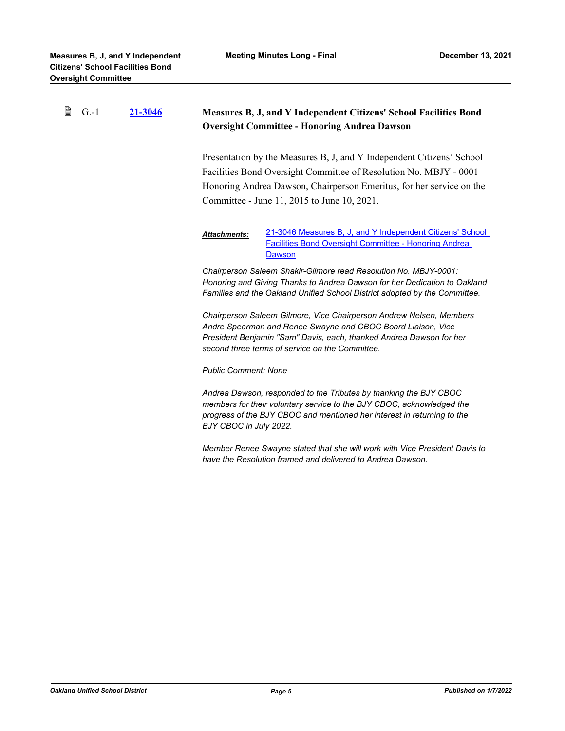G.-1 **21-3046** **Measures B, J, and Y Independent Citizens' School Facilities Bond Oversight Committee - Honoring Andrea Dawson**

Presentation by the Measures B, J, and Y Independent Citizens' School Facilities Bond Oversight Committee of Resolution No. MBJY - 0001 Honoring Andrea Dawson, Chairperson Emeritus, for her service on the Committee - June 11, 2015 to June 10, 2021.

***Attachments:*** 21-3046 Measures B, J, and Y Independent Citizens' School Facilities Bond Oversight Committee - Honoring Andrea Dawson

*Chairperson Saleem Shakir-Gilmore read Resolution No. MBJY-0001: Honoring and Giving Thanks to Andrea Dawson for her Dedication to Oakland Families and the Oakland Unified School District adopted by the Committee.*

*Chairperson Saleem Gilmore, Vice Chairperson Andrew Nelsen, Members Andre Spearman and Renee Swayne and CBOC Board Liaison, Vice President Benjamin "Sam" Davis, each, thanked Andrea Dawson for her second three terms of service on the Committee.*

*Public Comment: None*

*Andrea Dawson, responded to the Tributes by thanking the BJY CBOC members for their voluntary service to the BJY CBOC, acknowledged the progress of the BJY CBOC and mentioned her interest in returning to the BJY CBOC in July 2022.*

*Member Renee Swayne stated that she will work with Vice President Davis to have the Resolution framed and delivered to Andrea Dawson.*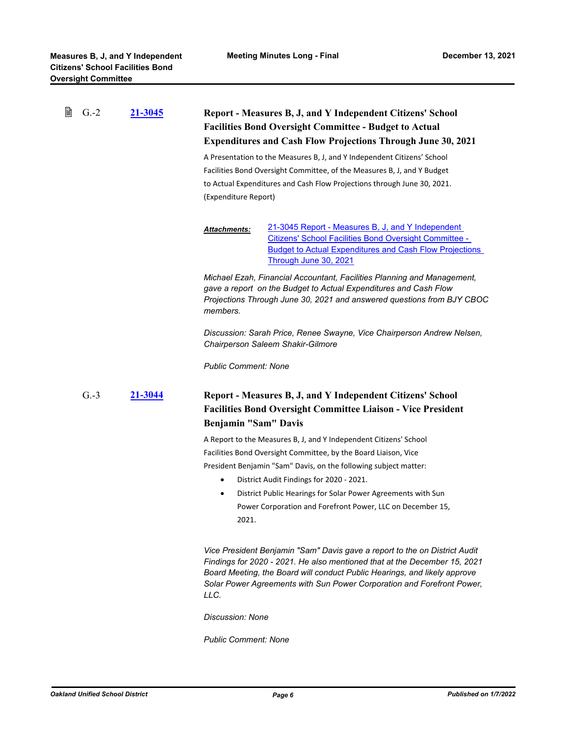G.-2 **21-3045**

### Report - Measures B, J, and Y Independent Citizens' School Facilities Bond Oversight Committee - Budget to Actual Expenditures and Cash Flow Projections Through June 30, 2021

A Presentation to the Measures B, J, and Y Independent Citizens' School Facilities Bond Oversight Committee, of the Measures B, J, and Y Budget to Actual Expenditures and Cash Flow Projections through June 30, 2021. (Expenditure Report)

***Attachments:*** 21-3045 Report - Measures B, J, and Y Independent Citizens' School Facilities Bond Oversight Committee - Budget to Actual Expenditures and Cash Flow Projections Through June 30, 2021

*Michael Ezah, Financial Accountant, Facilities Planning and Management, gave a report on the Budget to Actual Expenditures and Cash Flow Projections Through June 30, 2021 and answered questions from BJY CBOC members.*

*Discussion: Sarah Price, Renee Swayne, Vice Chairperson Andrew Nelsen, Chairperson Saleem Shakir-Gilmore*

*Public Comment: None*

G.-3 **21-3044**

### Report - Measures B, J, and Y Independent Citizens' School Facilities Bond Oversight Committee Liaison - Vice President Benjamin "Sam" Davis

A Report to the Measures B, J, and Y Independent Citizens' School Facilities Bond Oversight Committee, by the Board Liaison, Vice President Benjamin "Sam" Davis, on the following subject matter:

- District Audit Findings for 2020 - 2021.
- District Public Hearings for Solar Power Agreements with Sun Power Corporation and Forefront Power, LLC on December 15, 2021.

*Vice President Benjamin "Sam" Davis gave a report to the on District Audit Findings for 2020 - 2021. He also mentioned that at the December 15, 2021 Board Meeting, the Board will conduct Public Hearings, and likely approve Solar Power Agreements with Sun Power Corporation and Forefront Power, LLC.*

*Discussion: None*

*Public Comment: None*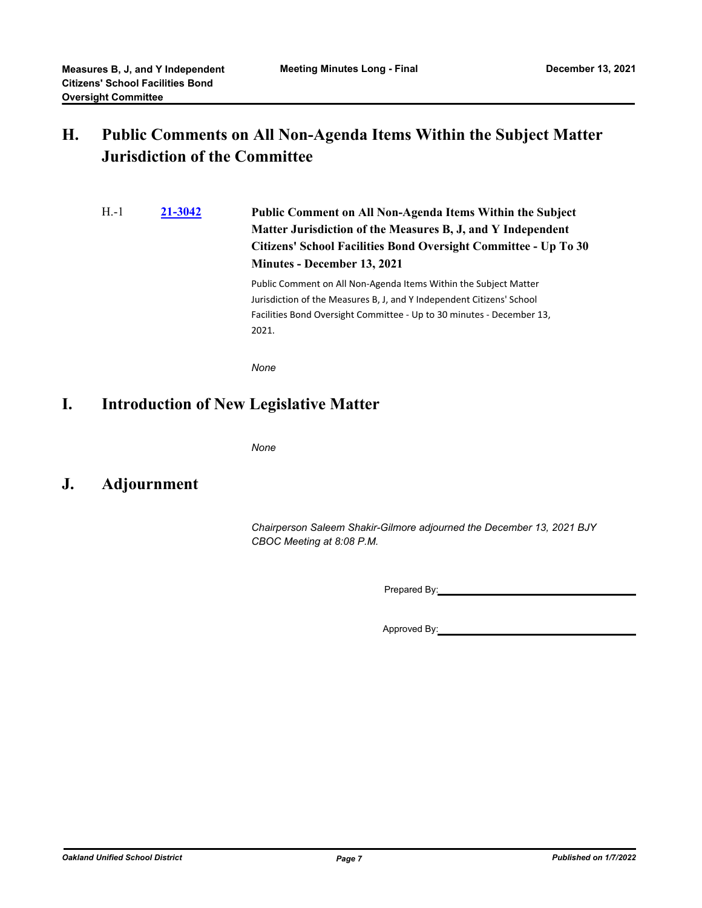## H. Public Comments on All Non-Agenda Items Within the Subject Matter Jurisdiction of the Committee

H.-1 **21-3042** **Public Comment on All Non-Agenda Items Within the Subject Matter Jurisdiction of the Measures B, J, and Y Independent Citizens' School Facilities Bond Oversight Committee - Up To 30 Minutes - December 13, 2021**

Public Comment on All Non-Agenda Items Within the Subject Matter Jurisdiction of the Measures B, J, and Y Independent Citizens' School Facilities Bond Oversight Committee - Up to 30 minutes - December 13, 2021.

*None*

## I. Introduction of New Legislative Matter

*None*

## J. Adjournment

*Chairperson Saleem Shakir-Gilmore adjourned the December 13, 2021 BJY CBOC Meeting at 8:08 P.M.*

Prepared By:\_\_\_\_\_\_\_\_\_\_\_\_\_\_\_\_\_\_\_\_\_\_\_\_\_\_\_\_\_\_\_\_

Approved By:\_\_\_\_\_\_\_\_\_\_\_\_\_\_\_\_\_\_\_\_\_\_\_\_\_\_\_\_\_\_\_\_